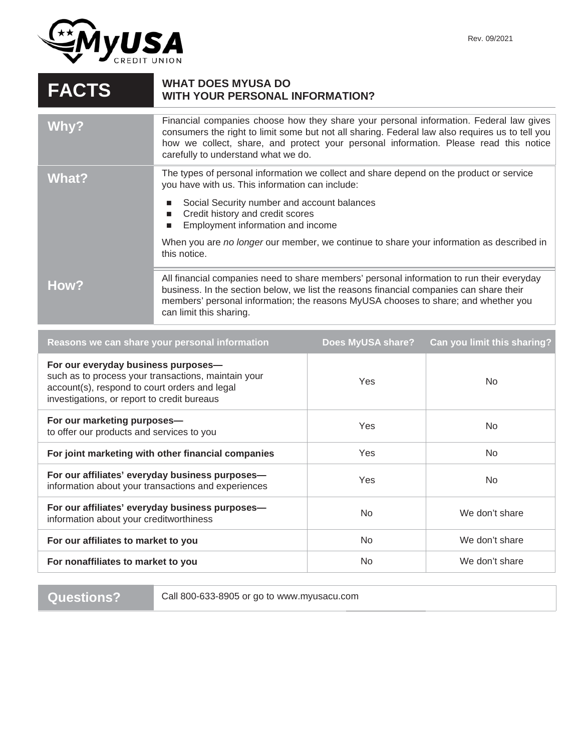MyUSA CREDIT UNION

Rev. 09/2021

# FACTS — WHAT DOES MYUSA DO WITH YOUR PERSONAL INFORMATION?

| | |
|---|---|
| **Why?** | Financial companies choose how they share your personal information. Federal law gives consumers the right to limit some but not all sharing. Federal law also requires us to tell you how we collect, share, and protect your personal information. Please read this notice carefully to understand what we do. |
| **What?** | The types of personal information we collect and share depend on the product or service you have with us. This information can include:<br>■ Social Security number and account balances<br>■ Credit history and credit scores<br>■ Employment information and income<br><br>When you are *no longer* our member, we continue to share your information as described in this notice. |
| **How?** | All financial companies need to share members' personal information to run their everyday business. In the section below, we list the reasons financial companies can share their members' personal information; the reasons MyUSA chooses to share; and whether you can limit this sharing. |

| Reasons we can share your personal information | Does MyUSA share? | Can you limit this sharing? |
|---|---|---|
| **For our everyday business purposes—** such as to process your transactions, maintain your account(s), respond to court orders and legal investigations, or report to credit bureaus | Yes | No |
| **For our marketing purposes—** to offer our products and services to you | Yes | No |
| **For joint marketing with other financial companies** | Yes | No |
| **For our affiliates' everyday business purposes—** information about your transactions and experiences | Yes | No |
| **For our affiliates' everyday business purposes—** information about your creditworthiness | No | We don't share |
| **For our affiliates to market to you** | No | We don't share |
| **For nonaffiliates to market to you** | No | We don't share |

| | |
|---|---|
| **Questions?** | Call 800-633-8905 or go to www.myusacu.com |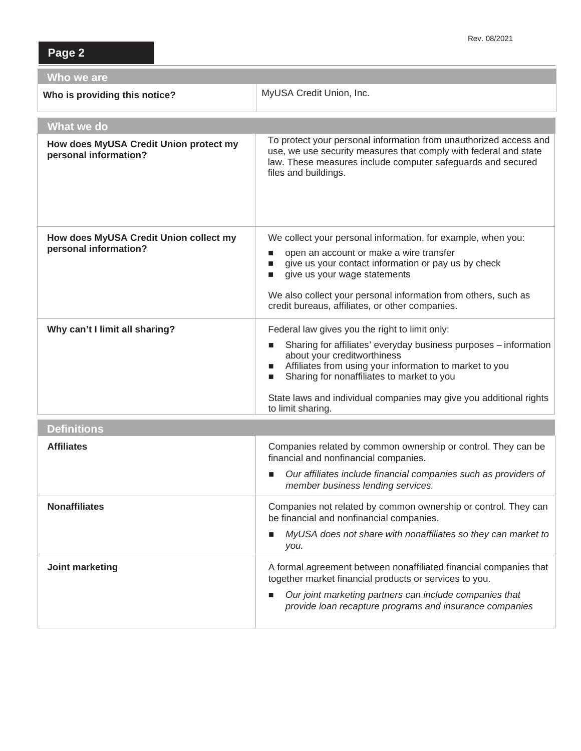Rev. 08/2021

## Page 2

| Who we are | |
|---|---|
| **Who is providing this notice?** | MyUSA Credit Union, Inc. |

| What we do | |
|---|---|
| **How does MyUSA Credit Union protect my personal information?** | To protect your personal information from unauthorized access and use, we use security measures that comply with federal and state law. These measures include computer safeguards and secured files and buildings. |
| **How does MyUSA Credit Union collect my personal information?** | We collect your personal information, for example, when you:<br>■ open an account or make a wire transfer<br>■ give us your contact information or pay us by check<br>■ give us your wage statements<br><br>We also collect your personal information from others, such as credit bureaus, affiliates, or other companies. |
| **Why can't I limit all sharing?** | Federal law gives you the right to limit only:<br>■ Sharing for affiliates' everyday business purposes – information about your creditworthiness<br>■ Affiliates from using your information to market to you<br>■ Sharing for nonaffiliates to market to you<br><br>State laws and individual companies may give you additional rights to limit sharing. |

| Definitions | |
|---|---|
| **Affiliates** | Companies related by common ownership or control. They can be financial and nonfinancial companies.<br>■ *Our affiliates include financial companies such as providers of member business lending services.* |
| **Nonaffiliates** | Companies not related by common ownership or control. They can be financial and nonfinancial companies.<br>■ *MyUSA does not share with nonaffiliates so they can market to you.* |
| **Joint marketing** | A formal agreement between nonaffiliated financial companies that together market financial products or services to you.<br>■ *Our joint marketing partners can include companies that provide loan recapture programs and insurance companies* |